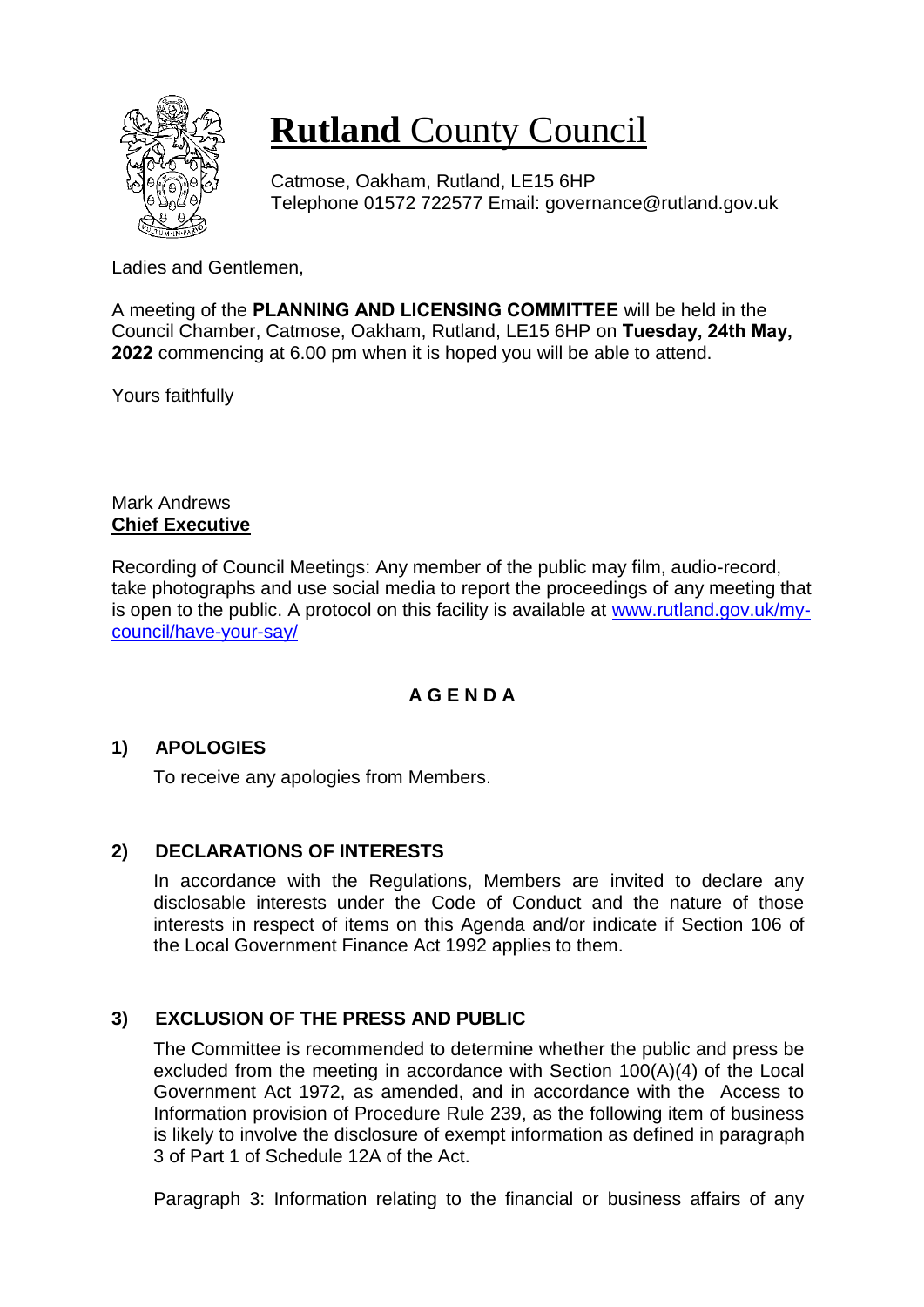# **Rutland** County Council

Catmose, Oakham, Rutland, LE15 6HP
Telephone 01572 722577 Email: governance@rutland.gov.uk

Ladies and Gentlemen,

A meeting of the **PLANNING AND LICENSING COMMITTEE** will be held in the Council Chamber, Catmose, Oakham, Rutland, LE15 6HP on **Tuesday, 24th May, 2022** commencing at 6.00 pm when it is hoped you will be able to attend.

Yours faithfully

Mark Andrews
**Chief Executive**

Recording of Council Meetings: Any member of the public may film, audio-record, take photographs and use social media to report the proceedings of any meeting that is open to the public. A protocol on this facility is available at [www.rutland.gov.uk/my-council/have-your-say/](www.rutland.gov.uk/my-council/have-your-say/)

## A G E N D A

### 1) APOLOGIES

To receive any apologies from Members.

### 2) DECLARATIONS OF INTERESTS

In accordance with the Regulations, Members are invited to declare any disclosable interests under the Code of Conduct and the nature of those interests in respect of items on this Agenda and/or indicate if Section 106 of the Local Government Finance Act 1992 applies to them.

### 3) EXCLUSION OF THE PRESS AND PUBLIC

The Committee is recommended to determine whether the public and press be excluded from the meeting in accordance with Section 100(A)(4) of the Local Government Act 1972, as amended, and in accordance with the Access to Information provision of Procedure Rule 239, as the following item of business is likely to involve the disclosure of exempt information as defined in paragraph 3 of Part 1 of Schedule 12A of the Act.

Paragraph 3: Information relating to the financial or business affairs of any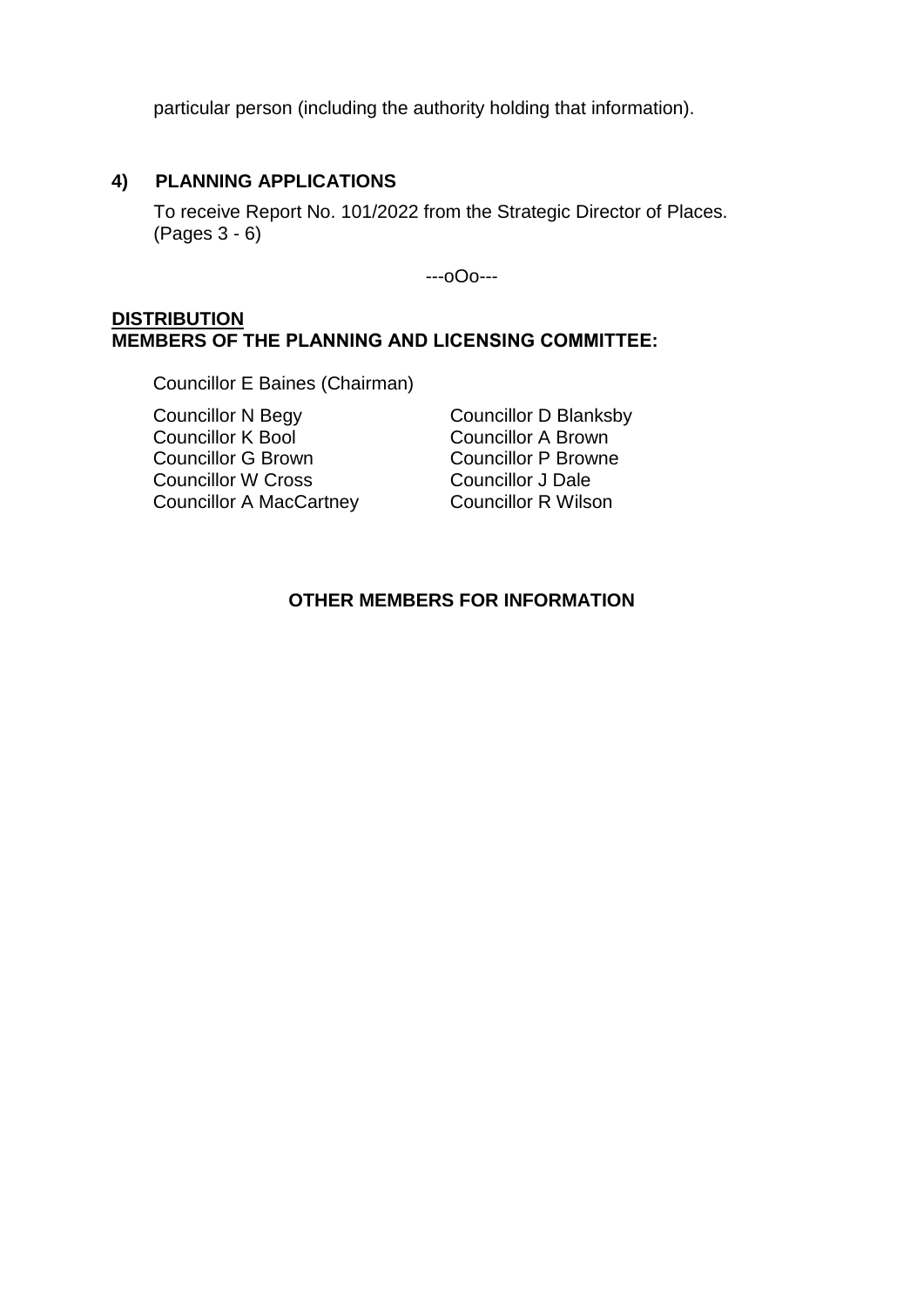particular person (including the authority holding that information).

**4) PLANNING APPLICATIONS**

To receive Report No. 101/2022 from the Strategic Director of Places. (Pages 3 - 6)

---oOo---

**DISTRIBUTION**
**MEMBERS OF THE PLANNING AND LICENSING COMMITTEE:**

Councillor E Baines (Chairman)

Councillor N Begy
Councillor D Blanksby
Councillor K Bool
Councillor A Brown
Councillor G Brown
Councillor P Browne
Councillor W Cross
Councillor J Dale
Councillor A MacCartney
Councillor R Wilson

**OTHER MEMBERS FOR INFORMATION**